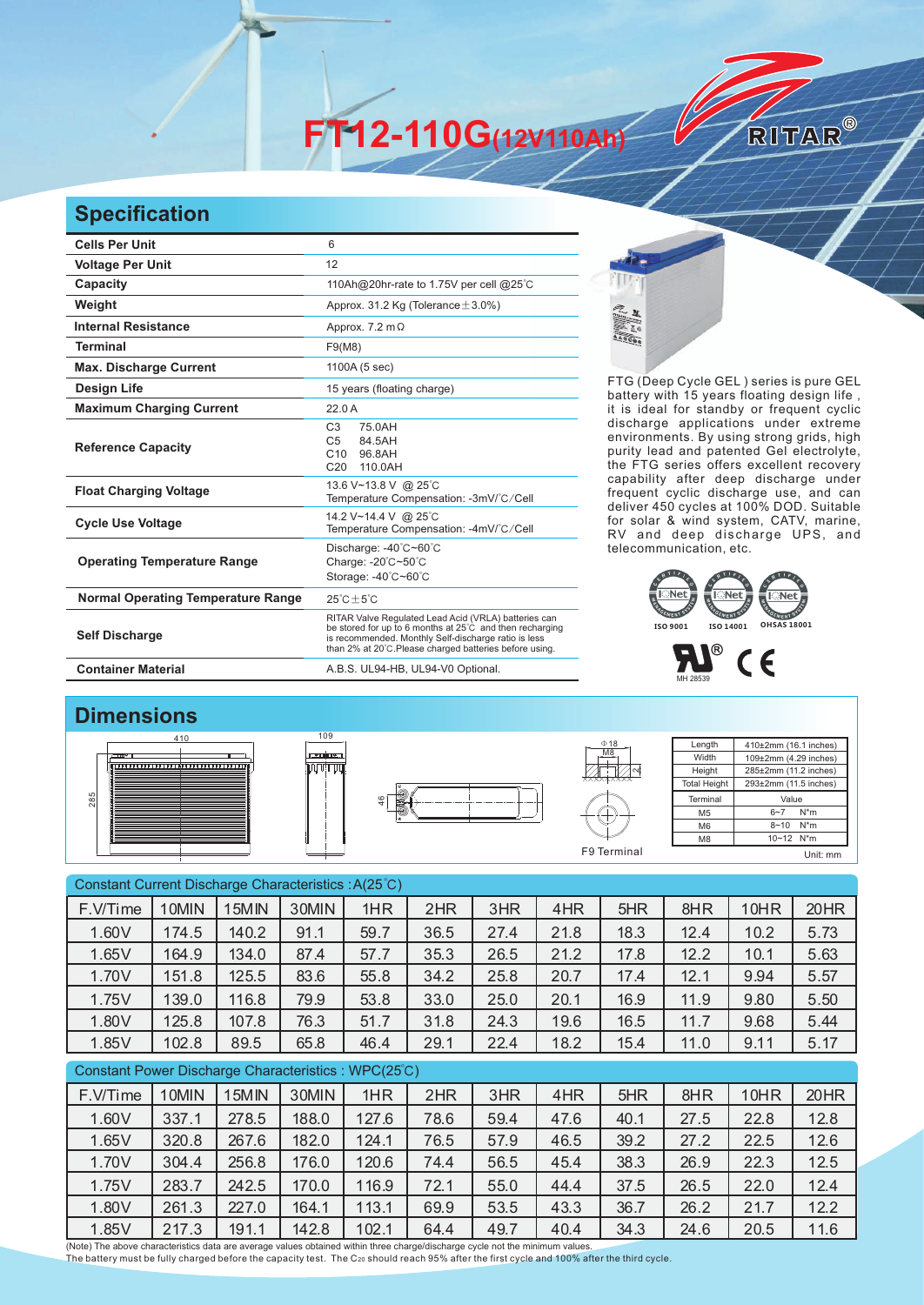# FT12-110G(12V110Ah)

RITAR®

## Specification

| | |
|---|---|
| **Cells Per Unit** | 6 |
| **Voltage Per Unit** | 12 |
| **Capacity** | 110Ah@20hr-rate to 1.75V per cell @25°C |
| **Weight** | Approx. 31.2 Kg (Tolerance±3.0%) |
| **Internal Resistance** | Approx. 7.2 mΩ |
| **Terminal** | F9(M8) |
| **Max. Discharge Current** | 1100A (5 sec) |
| **Design Life** | 15 years (floating charge) |
| **Maximum Charging Current** | 22.0 A |
| **Reference Capacity** | C3 75.0AH<br>C5 84.5AH<br>C10 96.8AH<br>C20 110.0AH |
| **Float Charging Voltage** | 13.6 V~13.8 V @ 25°C<br>Temperature Compensation: -3mV/°C/Cell |
| **Cycle Use Voltage** | 14.2 V~14.4 V @ 25°C<br>Temperature Compensation: -4mV/°C/Cell |
| **Operating Temperature Range** | Discharge: -40°C~60°C<br>Charge: -20°C~50°C<br>Storage: -40°C~60°C |
| **Normal Operating Temperature Range** | 25°C±5°C |
| **Self Discharge** | RITAR Valve Regulated Lead Acid (VRLA) batteries can be stored for up to 6 months at 25°C and then recharging is recommended. Monthly Self-discharge ratio is less than 2% at 20°C.Please charged batteries before using. |
| **Container Material** | A.B.S. UL94-HB, UL94-V0 Optional. |

FTG (Deep Cycle GEL) series is pure GEL battery with 15 years floating design life, it is ideal for standby or frequent cyclic discharge applications under extreme environments. By using strong grids, high purity lead and patented Gel electrolyte, the FTG series offers excellent recovery capability after deep discharge under frequent cyclic discharge use, and can deliver 450 cycles at 100% DOD. Suitable for solar & wind system, CATV, marine, RV and deep discharge UPS, and telecommunication, etc.

ISO 9001 ISO 14001 OHSAS 18001

MH 28539

## Dimensions

410, 285, 109, 46, Φ18, M8, F9 Terminal

| Length | 410±2mm (16.1 inches) |
|---|---|
| Width | 109±2mm (4.29 inches) |
| Height | 285±2mm (11.2 inches) |
| Total Height | 293±2mm (11.5 inches) |

| Terminal | Value |
|---|---|
| M5 | 6~7 N*m |
| M6 | 8~10 N*m |
| M8 | 10~12 N*m |

Unit: mm

Constant Current Discharge Characteristics : A(25°C)

| F.V/Time | 10MIN | 15MIN | 30MIN | 1HR | 2HR | 3HR | 4HR | 5HR | 8HR | 10HR | 20HR |
|---|---|---|---|---|---|---|---|---|---|---|---|
| 1.60V | 174.5 | 140.2 | 91.1 | 59.7 | 36.5 | 27.4 | 21.8 | 18.3 | 12.4 | 10.2 | 5.73 |
| 1.65V | 164.9 | 134.0 | 87.4 | 57.7 | 35.3 | 26.5 | 21.2 | 17.8 | 12.2 | 10.1 | 5.63 |
| 1.70V | 151.8 | 125.5 | 83.6 | 55.8 | 34.2 | 25.8 | 20.7 | 17.4 | 12.1 | 9.94 | 5.57 |
| 1.75V | 139.0 | 116.8 | 79.9 | 53.8 | 33.0 | 25.0 | 20.1 | 16.9 | 11.9 | 9.80 | 5.50 |
| 1.80V | 125.8 | 107.8 | 76.3 | 51.7 | 31.8 | 24.3 | 19.6 | 16.5 | 11.7 | 9.68 | 5.44 |
| 1.85V | 102.8 | 89.5 | 65.8 | 46.4 | 29.1 | 22.4 | 18.2 | 15.4 | 11.0 | 9.11 | 5.17 |

Constant Power Discharge Characteristics : WPC(25°C)

| F.V/Time | 10MIN | 15MIN | 30MIN | 1HR | 2HR | 3HR | 4HR | 5HR | 8HR | 10HR | 20HR |
|---|---|---|---|---|---|---|---|---|---|---|---|
| 1.60V | 337.1 | 278.5 | 188.0 | 127.6 | 78.6 | 59.4 | 47.6 | 40.1 | 27.5 | 22.8 | 12.8 |
| 1.65V | 320.8 | 267.6 | 182.0 | 124.1 | 76.5 | 57.9 | 46.5 | 39.2 | 27.2 | 22.5 | 12.6 |
| 1.70V | 304.4 | 256.8 | 176.0 | 120.6 | 74.4 | 56.5 | 45.4 | 38.3 | 26.9 | 22.3 | 12.5 |
| 1.75V | 283.7 | 242.5 | 170.0 | 116.9 | 72.1 | 55.0 | 44.4 | 37.5 | 26.5 | 22.0 | 12.4 |
| 1.80V | 261.3 | 227.0 | 164.1 | 113.1 | 69.9 | 53.5 | 43.3 | 36.7 | 26.2 | 21.7 | 12.2 |
| 1.85V | 217.3 | 191.1 | 142.8 | 102.1 | 64.4 | 49.7 | 40.4 | 34.3 | 24.6 | 20.5 | 11.6 |

(Note) The above characteristics data are average values obtained within three charge/discharge cycle not the minimum values.
The battery must be fully charged before the capacity test. The $C_{20}$ should reach 95% after the first cycle and 100% after the third cycle.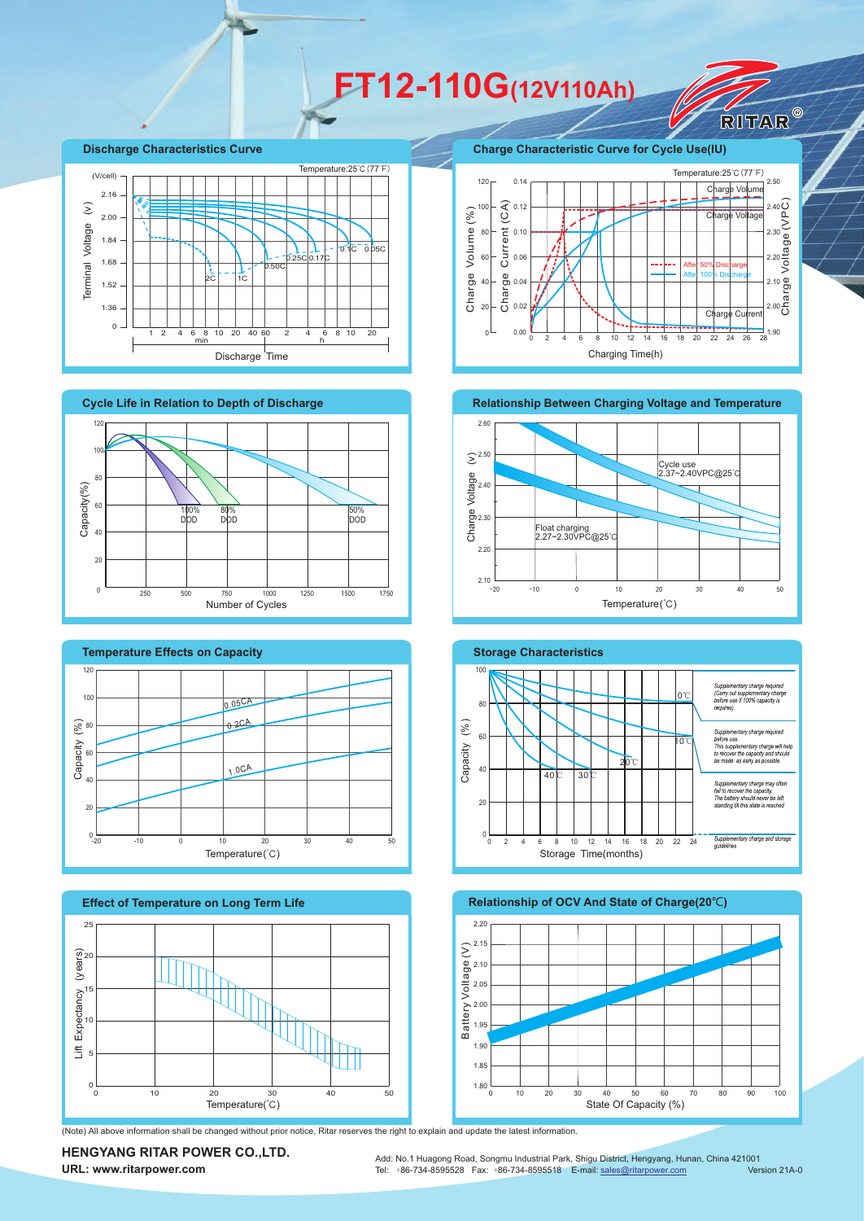# FT12-110G(12V110Ah)

RITAR®

## Discharge Characteristics Curve

(V/cell)

Temperature:25°C (77°F)

Terminal Voltage (v)

2.16
2.00
1.84
1.68
1.52
1.36
0

2C
1C
0.50C
0.25C
0.17C
0.1C
0.05C

1 2 4 6 8 10 20 40 60 2 4 6 8 10 20

min h

Discharge Time

## Charge Characteristic Curve for Cycle Use(IU)

Temperature:25°C (77°F)

Charge Volume (%)
Charge Current (CA)
Charge Voltage (VPC)

120 100 80 60 40 20 0

0.14 0.12 0.10 0.08 0.06 0.04 0.02 0.00

2.50 2.40 2.30 2.20 2.10 2.00 1.90

Charge Volume
Charge Voltage
After 50% Discharge
After 100% Discharge
Charge Current

0 2 4 6 8 10 12 14 16 18 20 22 24 26 28

Charging Time(h)

## Cycle Life in Relation to Depth of Discharge

Capacity(%)

120 100 80 60 40 20 0

100% DOD
80% DOD
50% DOD

250 500 750 1000 1250 1500 1750

Number of Cycles

## Relationship Between Charging Voltage and Temperature

Charge Voltage (v)

2.60 2.50 2.40 2.30 2.20 2.10

Cycle use
2.37~2.40VPC@25°C

Float charging
2.27~2.30VPC@25°C

−20 −10 0 10 20 30 40 50

Temperature(°C)

## Temperature Effects on Capacity

Capacity (%)

120 100 80 60 40 20 0

0.05CA
0.2CA
1.0CA

-20 -10 0 10 20 30 40 50

Temperature(°C)

## Storage Characteristics

Capacity (%)

100 80 60 40 20 0

0°C
10°C
20°C
30°C
40°C

Supplementary charge required (Carry out supplementary charge before use if 100% capacity is requires)

Supplementary charge required before use. This supplementary charge will help to recover the capacity and should be made as early as possible.

Supplementary charge may often fail to recover the capacity. The battery should never be left standing till this state is reached

Supplementary charge and storage guidelines

0 2 4 6 8 10 12 14 16 18 20 22 24

Storage Time(months)

## Effect of Temperature on Long Term Life

Lift Expectancy (years)

25 20 15 10 5 0

0 10 20 30 40 50

Temperature(°C)

## Relationship of OCV And State of Charge(20℃)

Battery Voltage (V)

2.20 2.15 2.10 2.05 2.00 1.95 1.90 1.85 1.80

0 10 20 30 40 50 60 70 80 90 100

State Of Capacity (%)

(Note) All above information shall be changed without prior notice, Ritar reserves the right to explain and update the latest information.

**HENGYANG RITAR POWER CO.,LTD.**
**URL: www.ritarpower.com**

Add: No.1 Huagong Road, Songmu Industrial Park, Shigu District, Hengyang, Hunan, China 421001
Tel: +86-734-8595528 Fax: +86-734-8595518 E-mail: sales@ritarpower.com

Version 21A-0